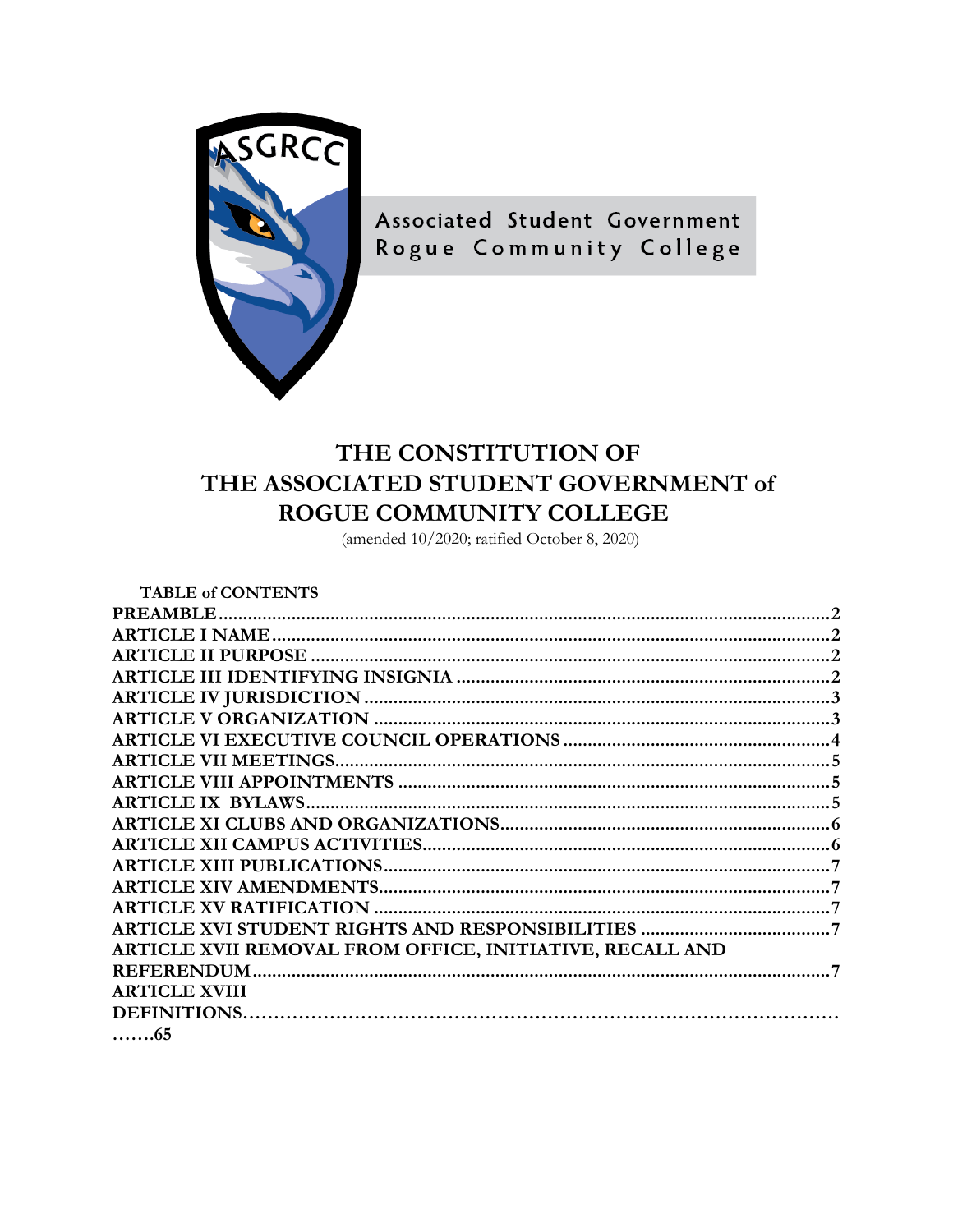Associated Student Government
Rogue Community College

# THE CONSTITUTION OF THE ASSOCIATED STUDENT GOVERNMENT of ROGUE COMMUNITY COLLEGE

(amended 10/2020; ratified October 8, 2020)

**TABLE of CONTENTS**

**PREAMBLE**........................................................................................................2
**ARTICLE I NAME**.................................................................................................2
**ARTICLE II PURPOSE**.........................................................................................2
**ARTICLE III IDENTIFYING INSIGNIA**...............................................................2
**ARTICLE IV JURISDICTION**.................................................................................3
**ARTICLE V ORGANIZATION**................................................................................3
**ARTICLE VI EXECUTIVE COUNCIL OPERATIONS**.................................................4
**ARTICLE VII MEETINGS**......................................................................................5
**ARTICLE VIII APPOINTMENTS**............................................................................5
**ARTICLE IX BYLAWS**..........................................................................................5
**ARTICLE XI CLUBS AND ORGANIZATIONS**.........................................................6
**ARTICLE XII CAMPUS ACTIVITIES**.....................................................................6
**ARTICLE XIII PUBLICATIONS**.............................................................................7
**ARTICLE XIV AMENDMENTS**..............................................................................7
**ARTICLE XV RATIFICATION**...............................................................................7
**ARTICLE XVI STUDENT RIGHTS AND RESPONSIBILITIES**.................................7
**ARTICLE XVII REMOVAL FROM OFFICE, INITIATIVE, RECALL AND REFERENDUM**.......................................................................................................7
**ARTICLE XVIII DEFINITIONS**……………………………………………………………………………….65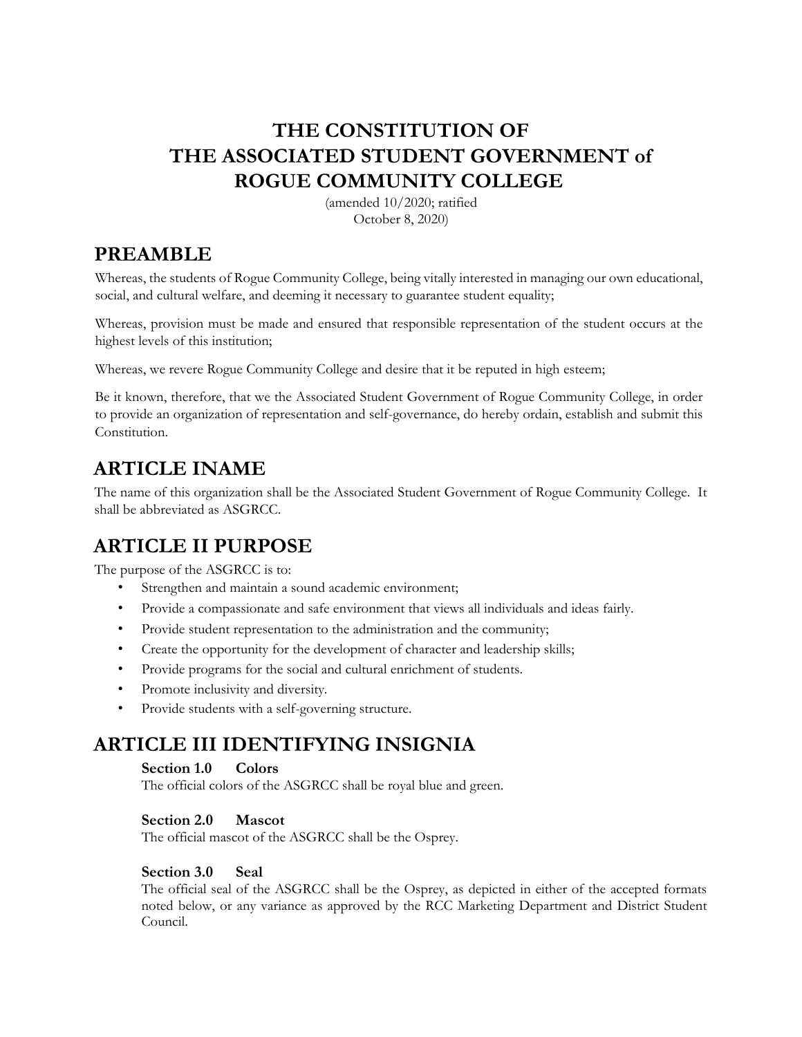# THE CONSTITUTION OF THE ASSOCIATED STUDENT GOVERNMENT of ROGUE COMMUNITY COLLEGE

(amended 10/2020; ratified October 8, 2020)

## PREAMBLE

Whereas, the students of Rogue Community College, being vitally interested in managing our own educational, social, and cultural welfare, and deeming it necessary to guarantee student equality;

Whereas, provision must be made and ensured that responsible representation of the student occurs at the highest levels of this institution;

Whereas, we revere Rogue Community College and desire that it be reputed in high esteem;

Be it known, therefore, that we the Associated Student Government of Rogue Community College, in order to provide an organization of representation and self-governance, do hereby ordain, establish and submit this Constitution.

## ARTICLE INAME

The name of this organization shall be the Associated Student Government of Rogue Community College. It shall be abbreviated as ASGRCC.

## ARTICLE II PURPOSE

The purpose of the ASGRCC is to:

- Strengthen and maintain a sound academic environment;
- Provide a compassionate and safe environment that views all individuals and ideas fairly.
- Provide student representation to the administration and the community;
- Create the opportunity for the development of character and leadership skills;
- Provide programs for the social and cultural enrichment of students.
- Promote inclusivity and diversity.
- Provide students with a self-governing structure.

## ARTICLE III IDENTIFYING INSIGNIA

### Section 1.0 Colors

The official colors of the ASGRCC shall be royal blue and green.

### Section 2.0 Mascot

The official mascot of the ASGRCC shall be the Osprey.

### Section 3.0 Seal

The official seal of the ASGRCC shall be the Osprey, as depicted in either of the accepted formats noted below, or any variance as approved by the RCC Marketing Department and District Student Council.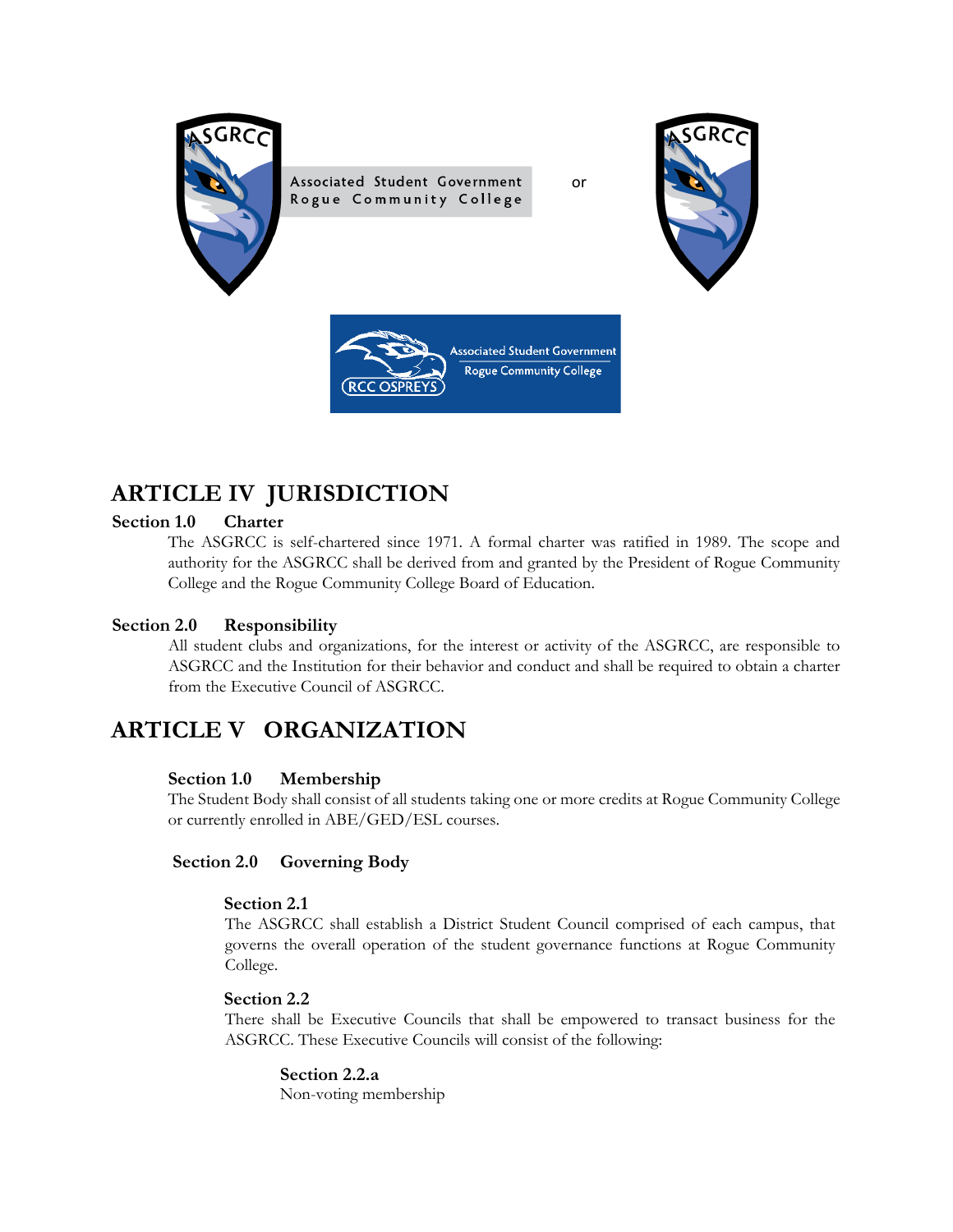Associated Student Government
Rogue Community College

or

RCC OSPREYS
Associated Student Government
Rogue Community College

# ARTICLE IV JURISDICTION

**Section 1.0 Charter**

The ASGRCC is self-chartered since 1971. A formal charter was ratified in 1989. The scope and authority for the ASGRCC shall be derived from and granted by the President of Rogue Community College and the Rogue Community College Board of Education.

**Section 2.0 Responsibility**

All student clubs and organizations, for the interest or activity of the ASGRCC, are responsible to ASGRCC and the Institution for their behavior and conduct and shall be required to obtain a charter from the Executive Council of ASGRCC.

# ARTICLE V ORGANIZATION

**Section 1.0 Membership**

The Student Body shall consist of all students taking one or more credits at Rogue Community College or currently enrolled in ABE/GED/ESL courses.

**Section 2.0 Governing Body**

**Section 2.1**

The ASGRCC shall establish a District Student Council comprised of each campus, that governs the overall operation of the student governance functions at Rogue Community College.

**Section 2.2**

There shall be Executive Councils that shall be empowered to transact business for the ASGRCC. These Executive Councils will consist of the following:

**Section 2.2.a**

Non-voting membership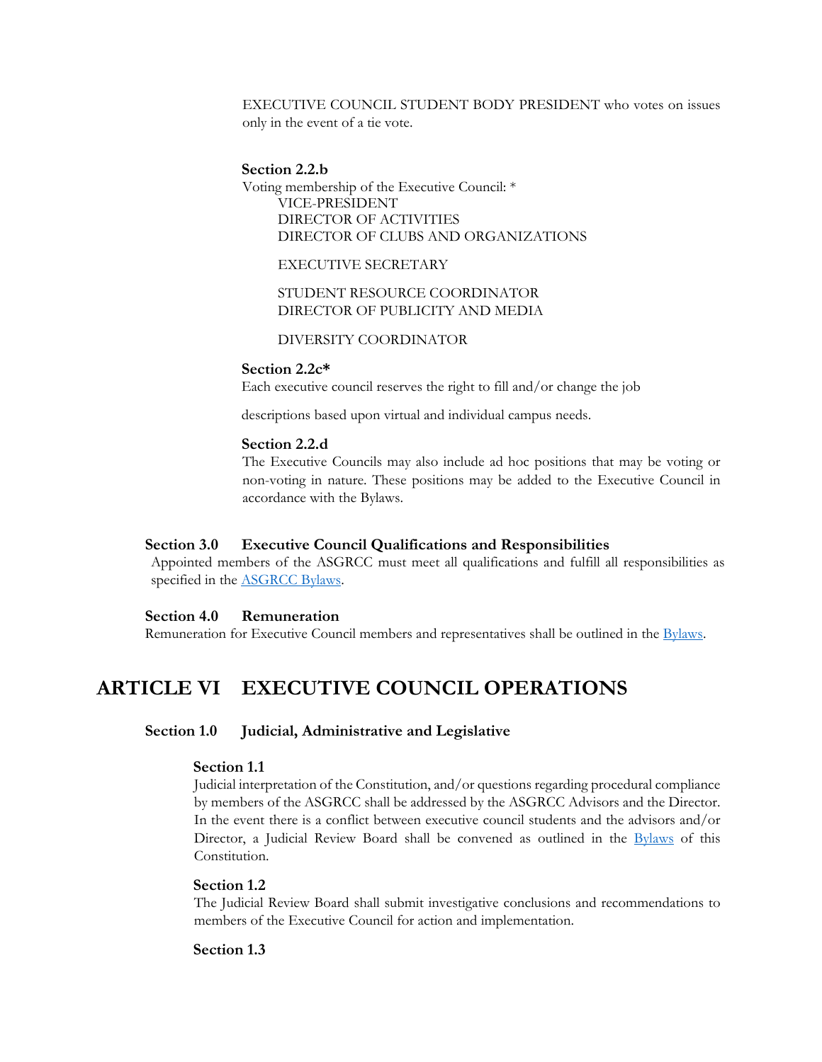EXECUTIVE COUNCIL STUDENT BODY PRESIDENT who votes on issues only in the event of a tie vote.

**Section 2.2.b**

Voting membership of the Executive Council: *

VICE-PRESIDENT
DIRECTOR OF ACTIVITIES
DIRECTOR OF CLUBS AND ORGANIZATIONS

EXECUTIVE SECRETARY

STUDENT RESOURCE COORDINATOR
DIRECTOR OF PUBLICITY AND MEDIA

DIVERSITY COORDINATOR

**Section 2.2c***

Each executive council reserves the right to fill and/or change the job

descriptions based upon virtual and individual campus needs.

**Section 2.2.d**

The Executive Councils may also include ad hoc positions that may be voting or non-voting in nature. These positions may be added to the Executive Council in accordance with the Bylaws.

### Section 3.0 Executive Council Qualifications and Responsibilities

Appointed members of the ASGRCC must meet all qualifications and fulfill all responsibilities as specified in the ASGRCC Bylaws.

### Section 4.0 Remuneration

Remuneration for Executive Council members and representatives shall be outlined in the Bylaws.

## ARTICLE VI EXECUTIVE COUNCIL OPERATIONS

### Section 1.0 Judicial, Administrative and Legislative

**Section 1.1**

Judicial interpretation of the Constitution, and/or questions regarding procedural compliance by members of the ASGRCC shall be addressed by the ASGRCC Advisors and the Director. In the event there is a conflict between executive council students and the advisors and/or Director, a Judicial Review Board shall be convened as outlined in the Bylaws of this Constitution.

**Section 1.2**

The Judicial Review Board shall submit investigative conclusions and recommendations to members of the Executive Council for action and implementation.

**Section 1.3**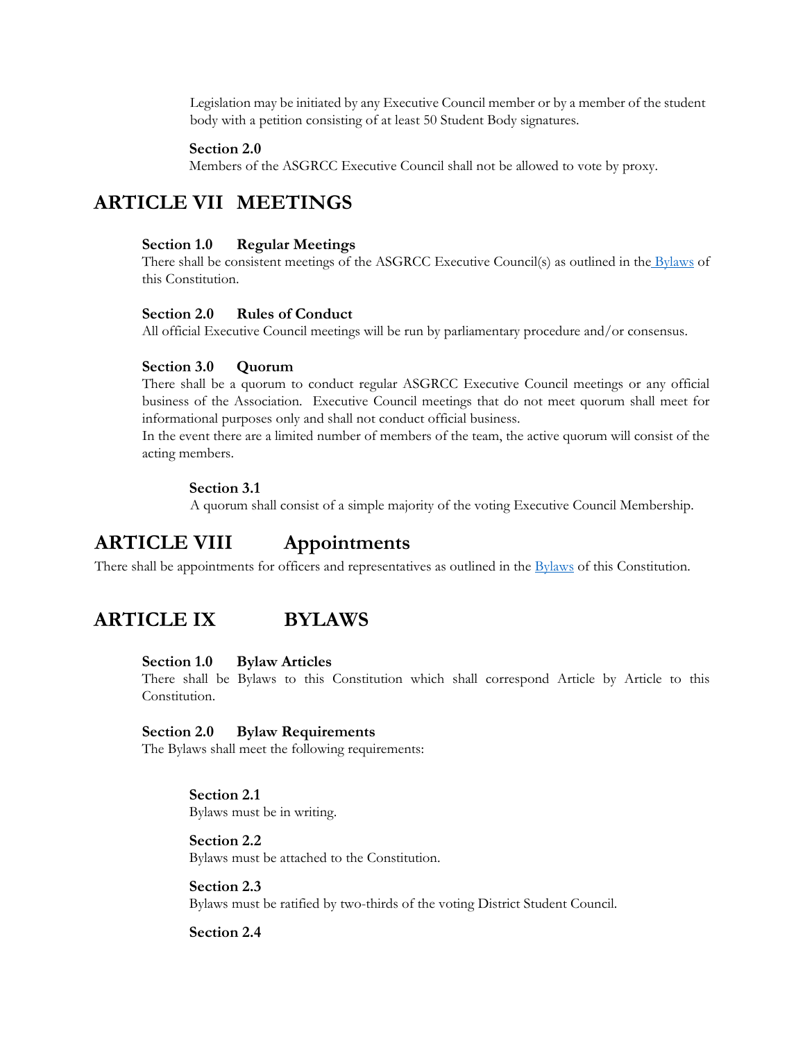Legislation may be initiated by any Executive Council member or by a member of the student body with a petition consisting of at least 50 Student Body signatures.

**Section 2.0**
Members of the ASGRCC Executive Council shall not be allowed to vote by proxy.

## ARTICLE VII MEETINGS

**Section 1.0 Regular Meetings**
There shall be consistent meetings of the ASGRCC Executive Council(s) as outlined in the Bylaws of this Constitution.

**Section 2.0 Rules of Conduct**
All official Executive Council meetings will be run by parliamentary procedure and/or consensus.

**Section 3.0 Quorum**
There shall be a quorum to conduct regular ASGRCC Executive Council meetings or any official business of the Association. Executive Council meetings that do not meet quorum shall meet for informational purposes only and shall not conduct official business.
In the event there are a limited number of members of the team, the active quorum will consist of the acting members.

**Section 3.1**
A quorum shall consist of a simple majority of the voting Executive Council Membership.

## ARTICLE VIII Appointments

There shall be appointments for officers and representatives as outlined in the Bylaws of this Constitution.

## ARTICLE IX BYLAWS

**Section 1.0 Bylaw Articles**
There shall be Bylaws to this Constitution which shall correspond Article by Article to this Constitution.

**Section 2.0 Bylaw Requirements**
The Bylaws shall meet the following requirements:

**Section 2.1**
Bylaws must be in writing.

**Section 2.2**
Bylaws must be attached to the Constitution.

**Section 2.3**
Bylaws must be ratified by two-thirds of the voting District Student Council.

**Section 2.4**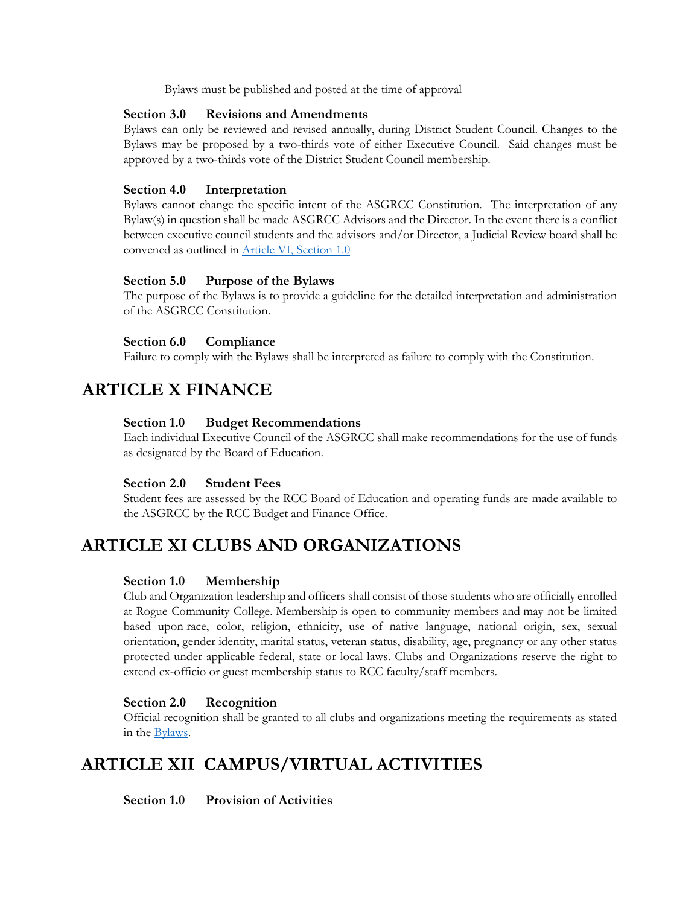Bylaws must be published and posted at the time of approval

### Section 3.0 Revisions and Amendments

Bylaws can only be reviewed and revised annually, during District Student Council. Changes to the Bylaws may be proposed by a two-thirds vote of either Executive Council. Said changes must be approved by a two-thirds vote of the District Student Council membership.

### Section 4.0 Interpretation

Bylaws cannot change the specific intent of the ASGRCC Constitution. The interpretation of any Bylaw(s) in question shall be made ASGRCC Advisors and the Director. In the event there is a conflict between executive council students and the advisors and/or Director, a Judicial Review board shall be convened as outlined in Article VI, Section 1.0

### Section 5.0 Purpose of the Bylaws

The purpose of the Bylaws is to provide a guideline for the detailed interpretation and administration of the ASGRCC Constitution.

### Section 6.0 Compliance

Failure to comply with the Bylaws shall be interpreted as failure to comply with the Constitution.

## ARTICLE X FINANCE

### Section 1.0 Budget Recommendations

Each individual Executive Council of the ASGRCC shall make recommendations for the use of funds as designated by the Board of Education.

### Section 2.0 Student Fees

Student fees are assessed by the RCC Board of Education and operating funds are made available to the ASGRCC by the RCC Budget and Finance Office.

## ARTICLE XI CLUBS AND ORGANIZATIONS

### Section 1.0 Membership

Club and Organization leadership and officers shall consist of those students who are officially enrolled at Rogue Community College. Membership is open to community members and may not be limited based upon race, color, religion, ethnicity, use of native language, national origin, sex, sexual orientation, gender identity, marital status, veteran status, disability, age, pregnancy or any other status protected under applicable federal, state or local laws. Clubs and Organizations reserve the right to extend ex-officio or guest membership status to RCC faculty/staff members.

### Section 2.0 Recognition

Official recognition shall be granted to all clubs and organizations meeting the requirements as stated in the Bylaws.

## ARTICLE XII CAMPUS/VIRTUAL ACTIVITIES

### Section 1.0 Provision of Activities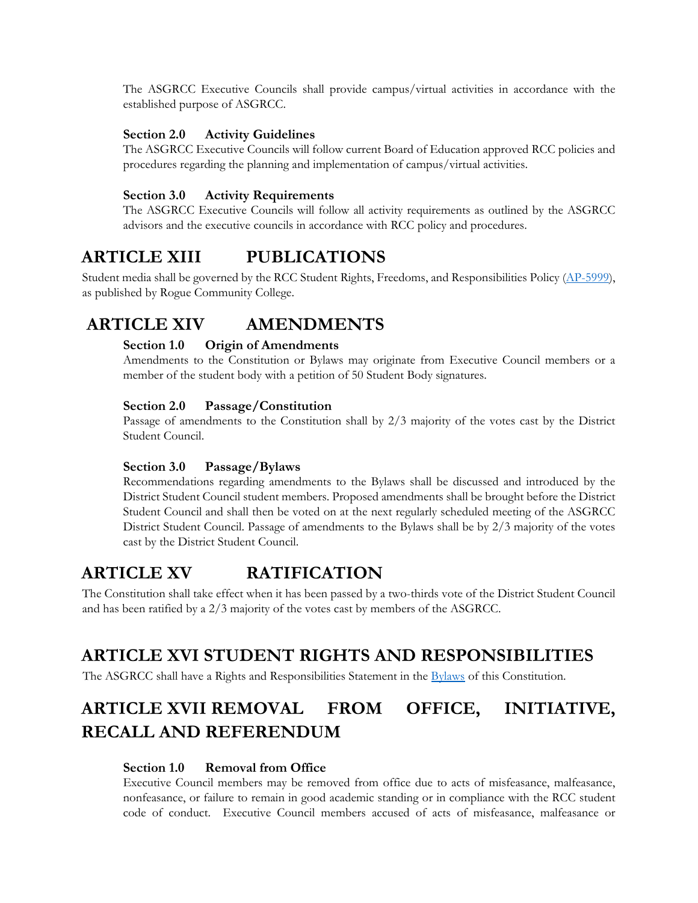The ASGRCC Executive Councils shall provide campus/virtual activities in accordance with the established purpose of ASGRCC.

**Section 2.0 Activity Guidelines**

The ASGRCC Executive Councils will follow current Board of Education approved RCC policies and procedures regarding the planning and implementation of campus/virtual activities.

**Section 3.0 Activity Requirements**

The ASGRCC Executive Councils will follow all activity requirements as outlined by the ASGRCC advisors and the executive councils in accordance with RCC policy and procedures.

## ARTICLE XIII PUBLICATIONS

Student media shall be governed by the RCC Student Rights, Freedoms, and Responsibilities Policy (AP-5999), as published by Rogue Community College.

## ARTICLE XIV AMENDMENTS

**Section 1.0 Origin of Amendments**

Amendments to the Constitution or Bylaws may originate from Executive Council members or a member of the student body with a petition of 50 Student Body signatures.

**Section 2.0 Passage/Constitution**

Passage of amendments to the Constitution shall by 2/3 majority of the votes cast by the District Student Council.

**Section 3.0 Passage/Bylaws**

Recommendations regarding amendments to the Bylaws shall be discussed and introduced by the District Student Council student members. Proposed amendments shall be brought before the District Student Council and shall then be voted on at the next regularly scheduled meeting of the ASGRCC District Student Council. Passage of amendments to the Bylaws shall be by 2/3 majority of the votes cast by the District Student Council.

## ARTICLE XV RATIFICATION

The Constitution shall take effect when it has been passed by a two-thirds vote of the District Student Council and has been ratified by a 2/3 majority of the votes cast by members of the ASGRCC.

## ARTICLE XVI STUDENT RIGHTS AND RESPONSIBILITIES

The ASGRCC shall have a Rights and Responsibilities Statement in the Bylaws of this Constitution.

## ARTICLE XVII REMOVAL FROM OFFICE, INITIATIVE, RECALL AND REFERENDUM

**Section 1.0 Removal from Office**

Executive Council members may be removed from office due to acts of misfeasance, malfeasance, nonfeasance, or failure to remain in good academic standing or in compliance with the RCC student code of conduct. Executive Council members accused of acts of misfeasance, malfeasance or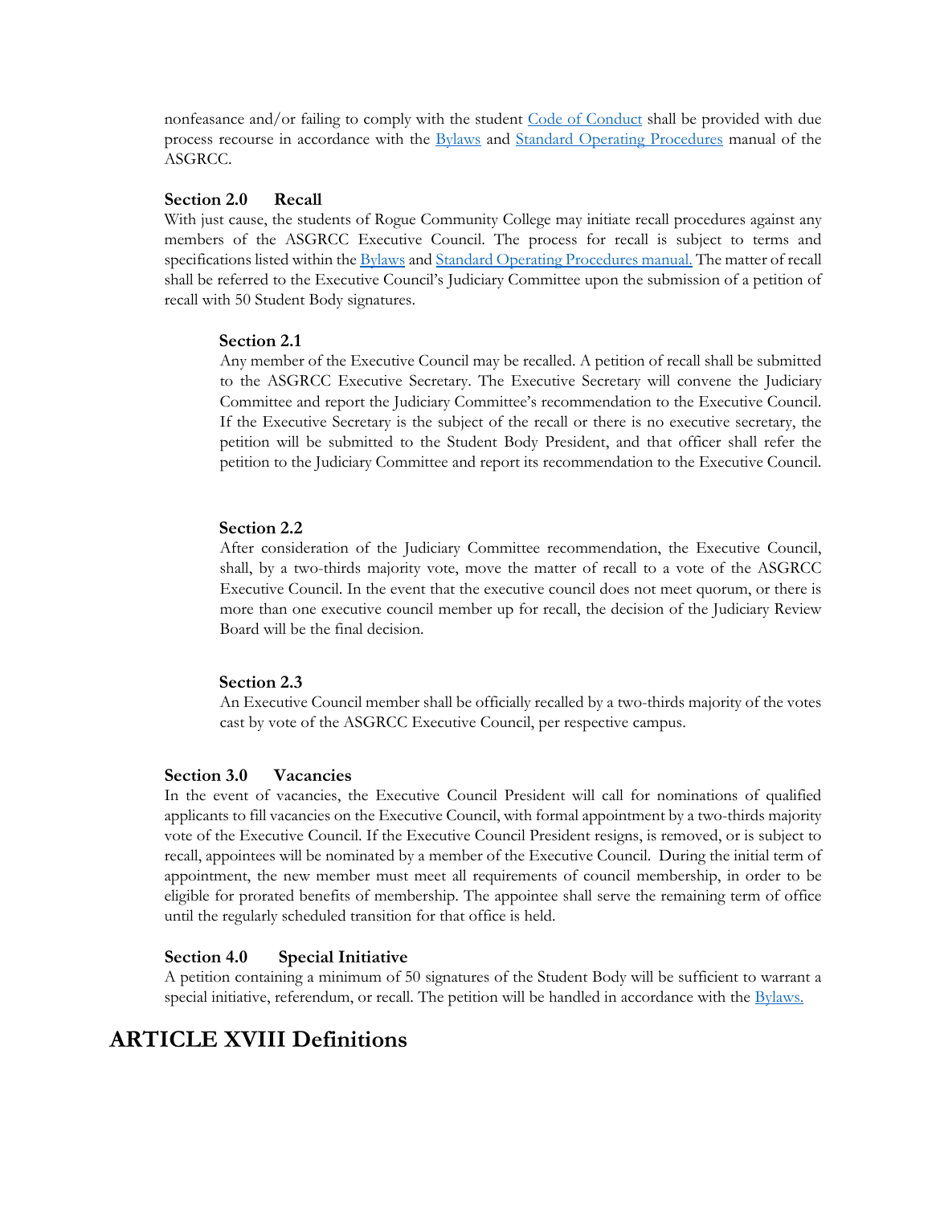nonfeasance and/or failing to comply with the student [Code of Conduct]() shall be provided with due process recourse in accordance with the [Bylaws]() and [Standard Operating Procedures]() manual of the ASGRCC.

### Section 2.0 Recall

With just cause, the students of Rogue Community College may initiate recall procedures against any members of the ASGRCC Executive Council. The process for recall is subject to terms and specifications listed within the [Bylaws]() and [Standard Operating Procedures manual.]() The matter of recall shall be referred to the Executive Council's Judiciary Committee upon the submission of a petition of recall with 50 Student Body signatures.

#### Section 2.1

Any member of the Executive Council may be recalled. A petition of recall shall be submitted to the ASGRCC Executive Secretary. The Executive Secretary will convene the Judiciary Committee and report the Judiciary Committee's recommendation to the Executive Council. If the Executive Secretary is the subject of the recall or there is no executive secretary, the petition will be submitted to the Student Body President, and that officer shall refer the petition to the Judiciary Committee and report its recommendation to the Executive Council.

#### Section 2.2

After consideration of the Judiciary Committee recommendation, the Executive Council, shall, by a two-thirds majority vote, move the matter of recall to a vote of the ASGRCC Executive Council. In the event that the executive council does not meet quorum, or there is more than one executive council member up for recall, the decision of the Judiciary Review Board will be the final decision.

#### Section 2.3

An Executive Council member shall be officially recalled by a two-thirds majority of the votes cast by vote of the ASGRCC Executive Council, per respective campus.

### Section 3.0 Vacancies

In the event of vacancies, the Executive Council President will call for nominations of qualified applicants to fill vacancies on the Executive Council, with formal appointment by a two-thirds majority vote of the Executive Council. If the Executive Council President resigns, is removed, or is subject to recall, appointees will be nominated by a member of the Executive Council. During the initial term of appointment, the new member must meet all requirements of council membership, in order to be eligible for prorated benefits of membership. The appointee shall serve the remaining term of office until the regularly scheduled transition for that office is held.

### Section 4.0 Special Initiative

A petition containing a minimum of 50 signatures of the Student Body will be sufficient to warrant a special initiative, referendum, or recall. The petition will be handled in accordance with the [Bylaws.]()

## ARTICLE XVIII Definitions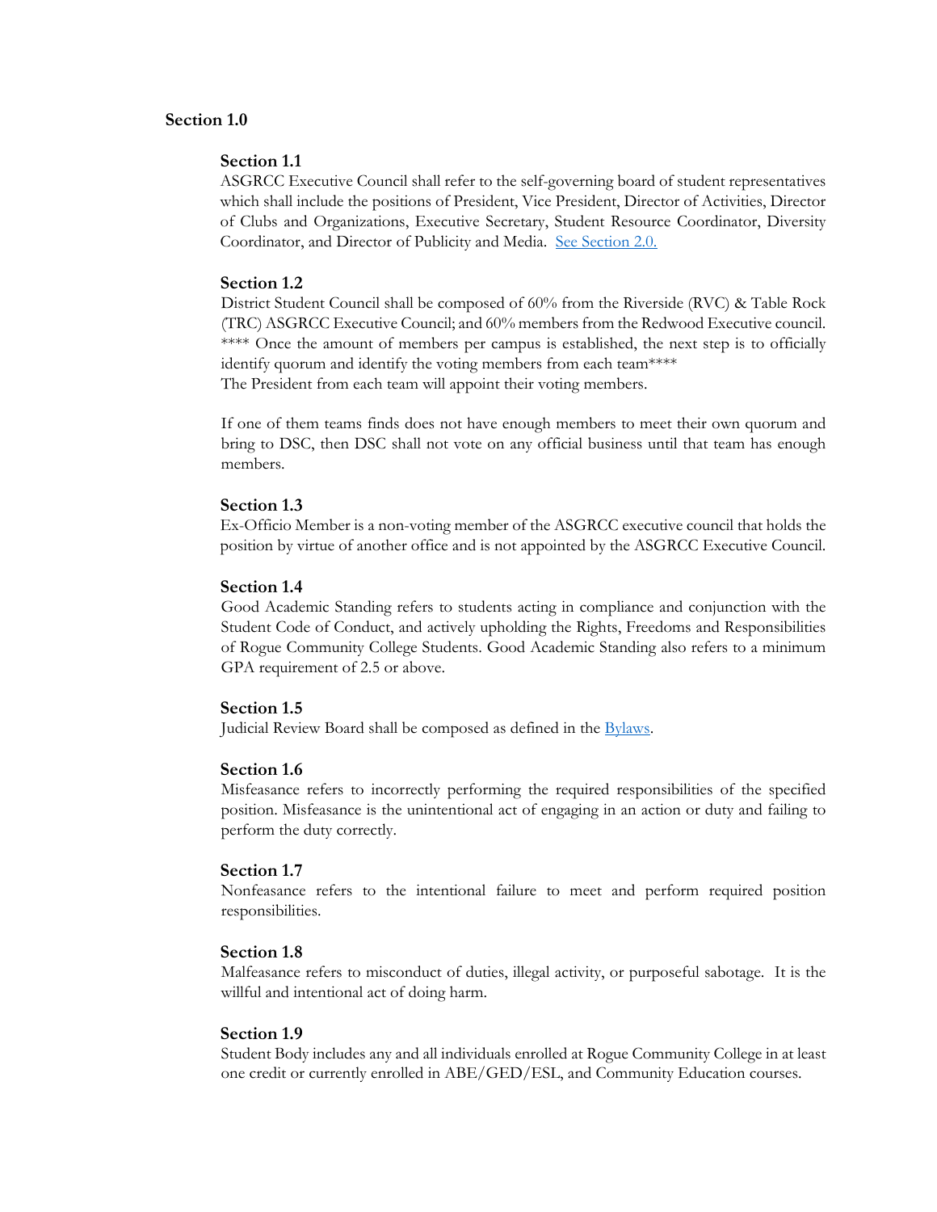## Section 1.0

### Section 1.1

ASGRCC Executive Council shall refer to the self-governing board of student representatives which shall include the positions of President, Vice President, Director of Activities, Director of Clubs and Organizations, Executive Secretary, Student Resource Coordinator, Diversity Coordinator, and Director of Publicity and Media. [See Section 2.0.]

### Section 1.2

District Student Council shall be composed of 60% from the Riverside (RVC) & Table Rock (TRC) ASGRCC Executive Council; and 60% members from the Redwood Executive council. **** Once the amount of members per campus is established, the next step is to officially identify quorum and identify the voting members from each team****
The President from each team will appoint their voting members.

If one of them teams finds does not have enough members to meet their own quorum and bring to DSC, then DSC shall not vote on any official business until that team has enough members.

### Section 1.3

Ex-Officio Member is a non-voting member of the ASGRCC executive council that holds the position by virtue of another office and is not appointed by the ASGRCC Executive Council.

### Section 1.4

Good Academic Standing refers to students acting in compliance and conjunction with the Student Code of Conduct, and actively upholding the Rights, Freedoms and Responsibilities of Rogue Community College Students. Good Academic Standing also refers to a minimum GPA requirement of 2.5 or above.

### Section 1.5

Judicial Review Board shall be composed as defined in the [Bylaws].

### Section 1.6

Misfeasance refers to incorrectly performing the required responsibilities of the specified position. Misfeasance is the unintentional act of engaging in an action or duty and failing to perform the duty correctly.

### Section 1.7

Nonfeasance refers to the intentional failure to meet and perform required position responsibilities.

### Section 1.8

Malfeasance refers to misconduct of duties, illegal activity, or purposeful sabotage. It is the willful and intentional act of doing harm.

### Section 1.9

Student Body includes any and all individuals enrolled at Rogue Community College in at least one credit or currently enrolled in ABE/GED/ESL, and Community Education courses.